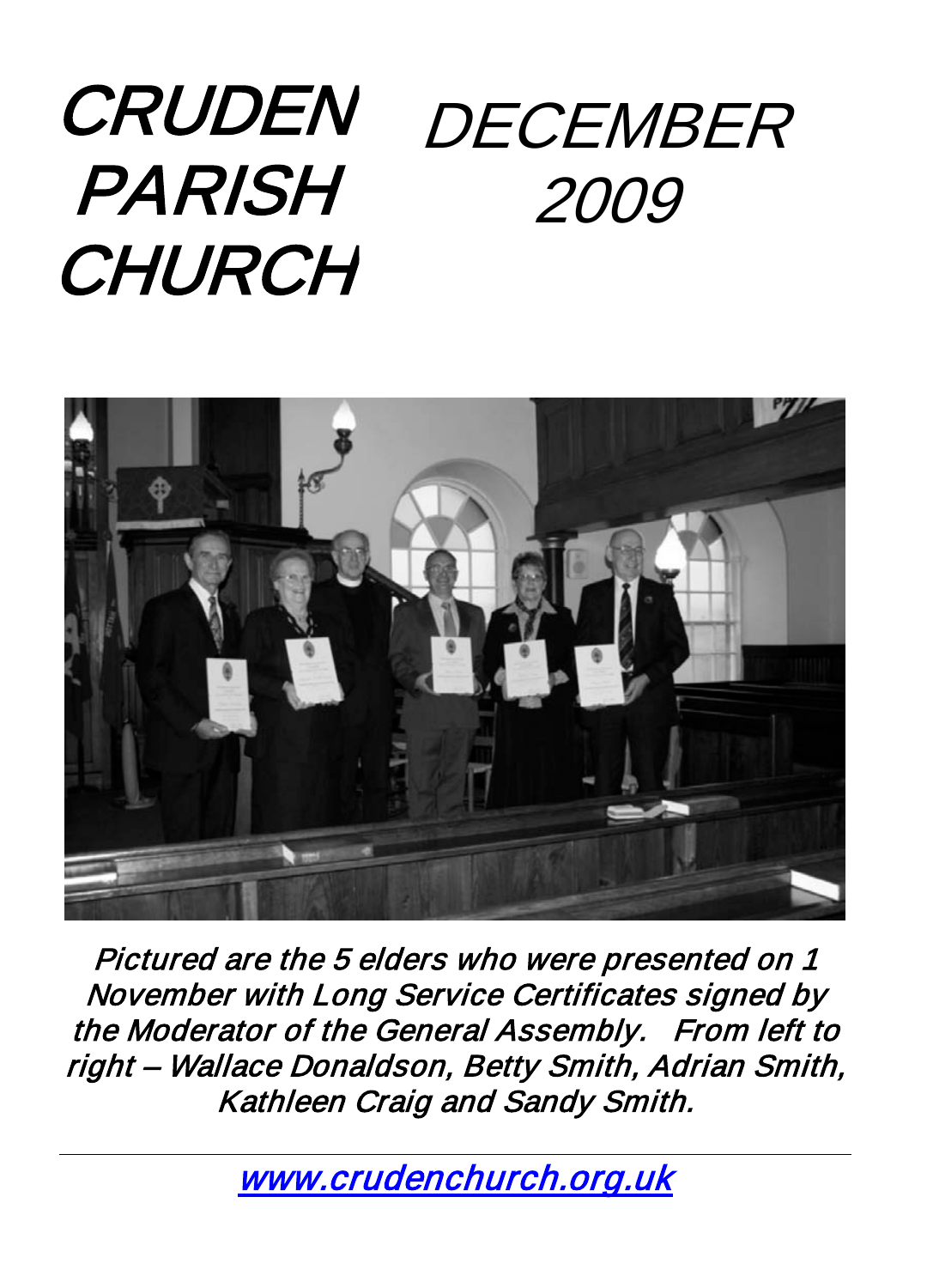# CRUDEN PARISH CHURCH

# DECEMBER 2009

*Pictured are the 5 elders who were presented on 1 November with Long Service Certificates signed by the Moderator of the General Assembly. From left to right – Wallace Donaldson, Betty Smith, Adrian Smith, Kathleen Craig and Sandy Smith.*

---

www.crudenchurch.org.uk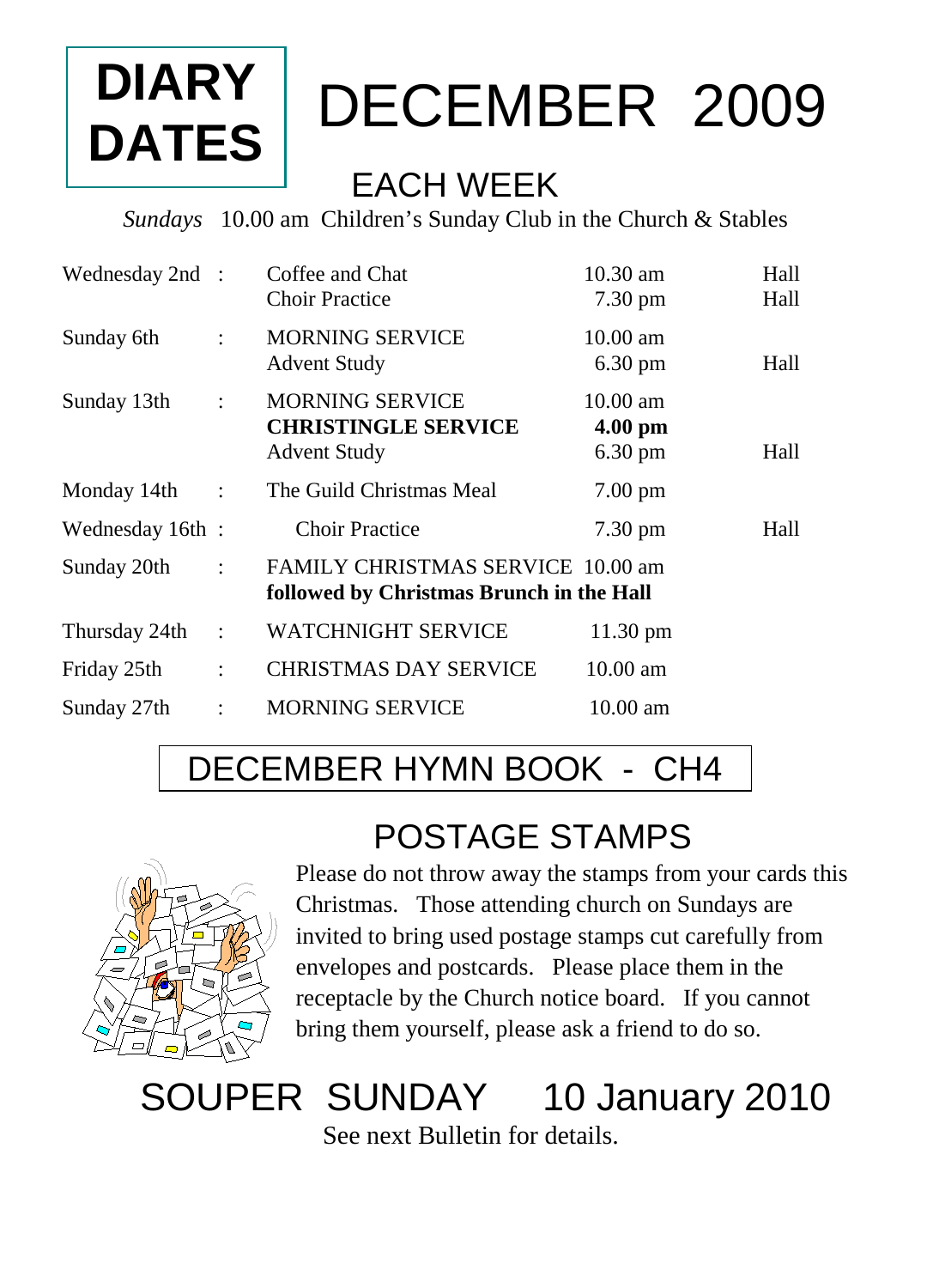# DIARY DATES

# DECEMBER 2009

## EACH WEEK

*Sundays* 10.00 am Children's Sunday Club in the Church & Stables

| | | | | |
|---|---|---|---|---|
| Wednesday 2nd | : | Coffee and Chat | 10.30 am | Hall |
| | | Choir Practice | 7.30 pm | Hall |
| Sunday 6th | : | MORNING SERVICE | 10.00 am | |
| | | Advent Study | 6.30 pm | Hall |
| Sunday 13th | : | MORNING SERVICE | 10.00 am | |
| | | **CHRISTINGLE SERVICE** | **4.00 pm** | |
| | | Advent Study | 6.30 pm | Hall |
| Monday 14th | : | The Guild Christmas Meal | 7.00 pm | |
| Wednesday 16th | : | Choir Practice | 7.30 pm | Hall |
| Sunday 20th | : | FAMILY CHRISTMAS SERVICE | 10.00 am | |
| | | **followed by Christmas Brunch in the Hall** | | |
| Thursday 24th | : | WATCHNIGHT SERVICE | 11.30 pm | |
| Friday 25th | : | CHRISTMAS DAY SERVICE | 10.00 am | |
| Sunday 27th | : | MORNING SERVICE | 10.00 am | |

## DECEMBER HYMN BOOK - CH4

## POSTAGE STAMPS

Please do not throw away the stamps from your cards this Christmas. Those attending church on Sundays are invited to bring used postage stamps cut carefully from envelopes and postcards. Please place them in the receptacle by the Church notice board. If you cannot bring them yourself, please ask a friend to do so.

## SOUPER SUNDAY 10 January 2010

See next Bulletin for details.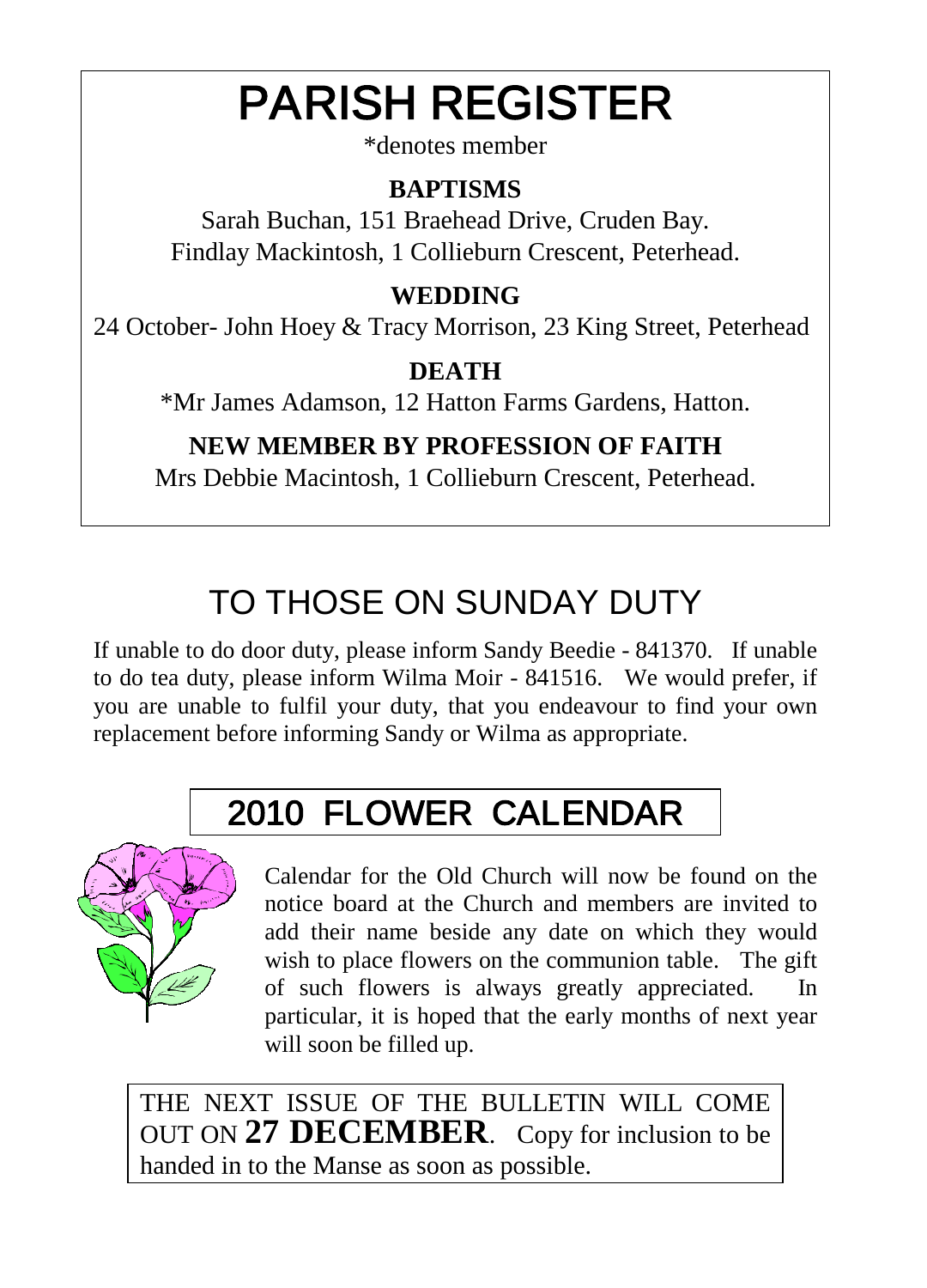# PARISH REGISTER

*denotes member

**BAPTISMS**

Sarah Buchan, 151 Braehead Drive, Cruden Bay.
Findlay Mackintosh, 1 Collieburn Crescent, Peterhead.

**WEDDING**

24 October- John Hoey & Tracy Morrison, 23 King Street, Peterhead

**DEATH**

*Mr James Adamson, 12 Hatton Farms Gardens, Hatton.

**NEW MEMBER BY PROFESSION OF FAITH**

Mrs Debbie Macintosh, 1 Collieburn Crescent, Peterhead.

# TO THOSE ON SUNDAY DUTY

If unable to do door duty, please inform Sandy Beedie - 841370. If unable to do tea duty, please inform Wilma Moir - 841516. We would prefer, if you are unable to fulfil your duty, that you endeavour to find your own replacement before informing Sandy or Wilma as appropriate.

# 2010 FLOWER CALENDAR

Calendar for the Old Church will now be found on the notice board at the Church and members are invited to add their name beside any date on which they would wish to place flowers on the communion table. The gift of such flowers is always greatly appreciated. In particular, it is hoped that the early months of next year will soon be filled up.

THE NEXT ISSUE OF THE BULLETIN WILL COME OUT ON **27 DECEMBER**. Copy for inclusion to be handed in to the Manse as soon as possible.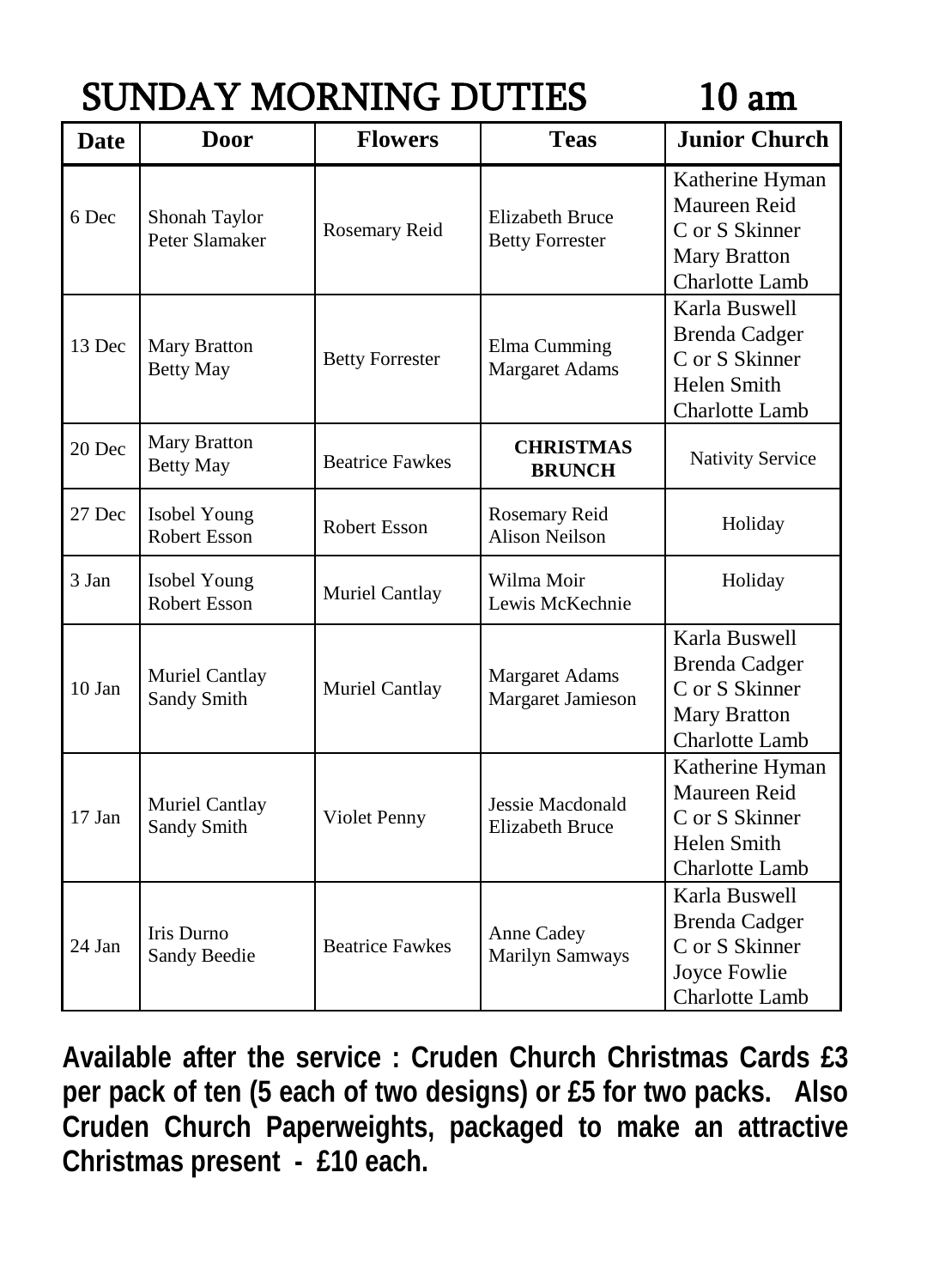# SUNDAY MORNING DUTIES 10 am

| Date | Door | Flowers | Teas | Junior Church |
|---|---|---|---|---|
| 6 Dec | Shonah Taylor<br>Peter Slamaker | Rosemary Reid | Elizabeth Bruce<br>Betty Forrester | Katherine Hyman<br>Maureen Reid<br>C or S Skinner<br>Mary Bratton<br>Charlotte Lamb |
| 13 Dec | Mary Bratton<br>Betty May | Betty Forrester | Elma Cumming<br>Margaret Adams | Karla Buswell<br>Brenda Cadger<br>C or S Skinner<br>Helen Smith<br>Charlotte Lamb |
| 20 Dec | Mary Bratton<br>Betty May | Beatrice Fawkes | **CHRISTMAS BRUNCH** | Nativity Service |
| 27 Dec | Isobel Young<br>Robert Esson | Robert Esson | Rosemary Reid<br>Alison Neilson | Holiday |
| 3 Jan | Isobel Young<br>Robert Esson | Muriel Cantlay | Wilma Moir<br>Lewis McKechnie | Holiday |
| 10 Jan | Muriel Cantlay<br>Sandy Smith | Muriel Cantlay | Margaret Adams<br>Margaret Jamieson | Karla Buswell<br>Brenda Cadger<br>C or S Skinner<br>Mary Bratton<br>Charlotte Lamb |
| 17 Jan | Muriel Cantlay<br>Sandy Smith | Violet Penny | Jessie Macdonald<br>Elizabeth Bruce | Katherine Hyman<br>Maureen Reid<br>C or S Skinner<br>Helen Smith<br>Charlotte Lamb |
| 24 Jan | Iris Durno<br>Sandy Beedie | Beatrice Fawkes | Anne Cadey<br>Marilyn Samways | Karla Buswell<br>Brenda Cadger<br>C or S Skinner<br>Joyce Fowlie<br>Charlotte Lamb |

**Available after the service : Cruden Church Christmas Cards £3 per pack of ten (5 each of two designs) or £5 for two packs. Also Cruden Church Paperweights, packaged to make an attractive Christmas present - £10 each.**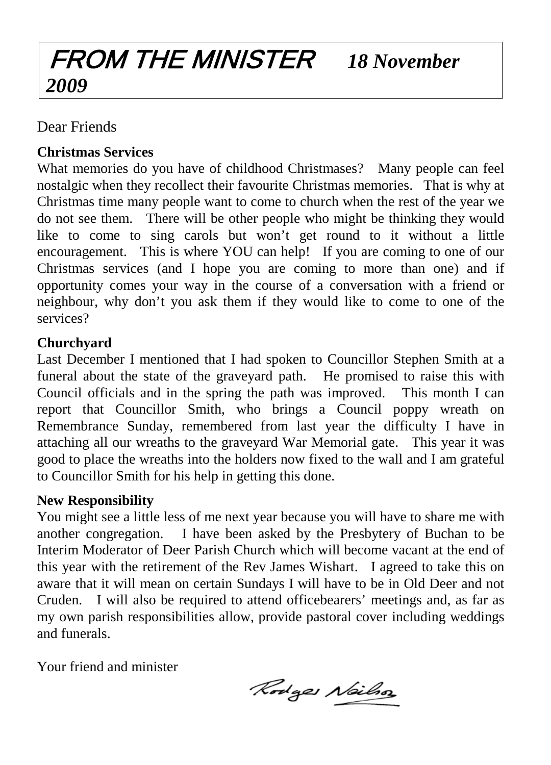# FROM THE MINISTER *18 November 2009*

Dear Friends

**Christmas Services**

What memories do you have of childhood Christmases? Many people can feel nostalgic when they recollect their favourite Christmas memories. That is why at Christmas time many people want to come to church when the rest of the year we do not see them. There will be other people who might be thinking they would like to come to sing carols but won't get round to it without a little encouragement. This is where YOU can help! If you are coming to one of our Christmas services (and I hope you are coming to more than one) and if opportunity comes your way in the course of a conversation with a friend or neighbour, why don't you ask them if they would like to come to one of the services?

**Churchyard**

Last December I mentioned that I had spoken to Councillor Stephen Smith at a funeral about the state of the graveyard path. He promised to raise this with Council officials and in the spring the path was improved. This month I can report that Councillor Smith, who brings a Council poppy wreath on Remembrance Sunday, remembered from last year the difficulty I have in attaching all our wreaths to the graveyard War Memorial gate. This year it was good to place the wreaths into the holders now fixed to the wall and I am grateful to Councillor Smith for his help in getting this done.

**New Responsibility**

You might see a little less of me next year because you will have to share me with another congregation. I have been asked by the Presbytery of Buchan to be Interim Moderator of Deer Parish Church which will become vacant at the end of this year with the retirement of the Rev James Wishart. I agreed to take this on aware that it will mean on certain Sundays I will have to be in Old Deer and not Cruden. I will also be required to attend officebearers' meetings and, as far as my own parish responsibilities allow, provide pastoral cover including weddings and funerals.

Your friend and minister

Rodger Neilson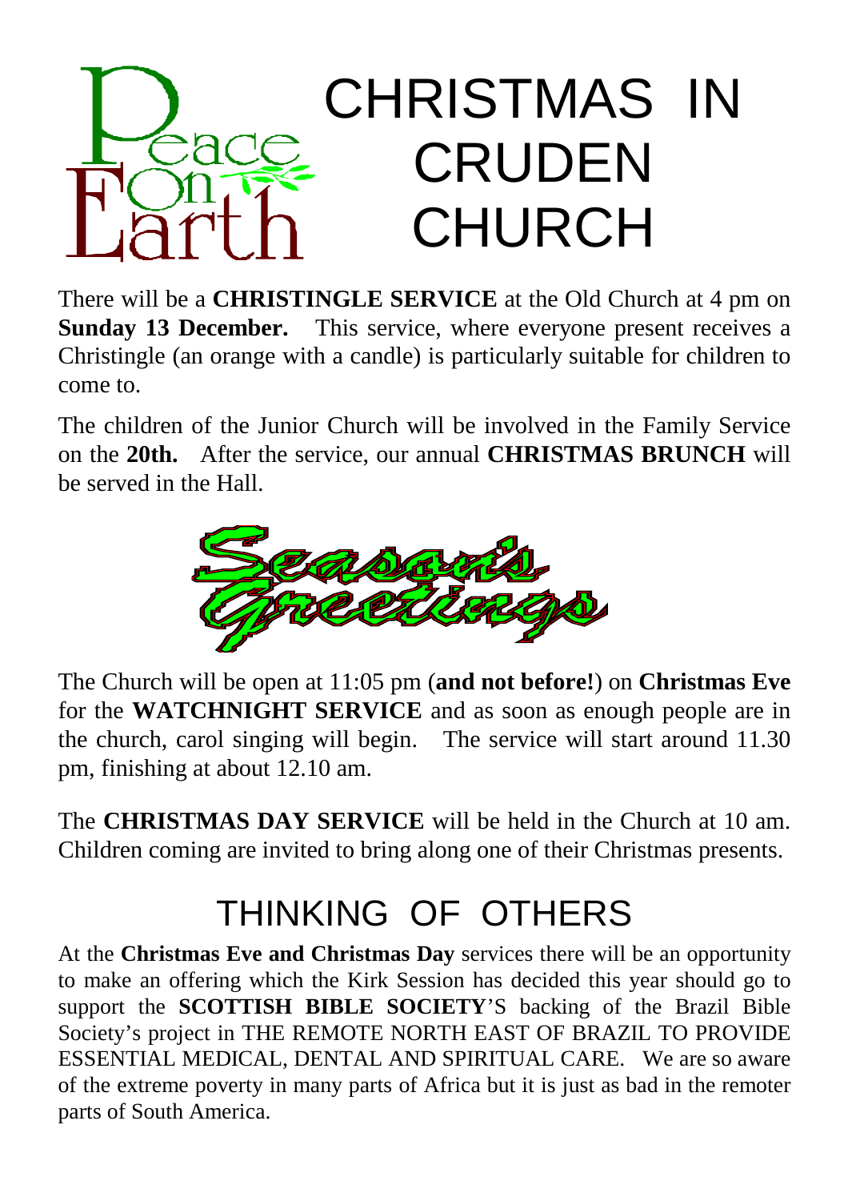# CHRISTMAS IN CRUDEN CHURCH

There will be a **CHRISTINGLE SERVICE** at the Old Church at 4 pm on **Sunday 13 December.** This service, where everyone present receives a Christingle (an orange with a candle) is particularly suitable for children to come to.

The children of the Junior Church will be involved in the Family Service on the **20th.** After the service, our annual **CHRISTMAS BRUNCH** will be served in the Hall.

The Church will be open at 11:05 pm (**and not before!**) on **Christmas Eve** for the **WATCHNIGHT SERVICE** and as soon as enough people are in the church, carol singing will begin. The service will start around 11.30 pm, finishing at about 12.10 am.

The **CHRISTMAS DAY SERVICE** will be held in the Church at 10 am. Children coming are invited to bring along one of their Christmas presents.

## THINKING OF OTHERS

At the **Christmas Eve and Christmas Day** services there will be an opportunity to make an offering which the Kirk Session has decided this year should go to support the **SCOTTISH BIBLE SOCIETY**'S backing of the Brazil Bible Society's project in THE REMOTE NORTH EAST OF BRAZIL TO PROVIDE ESSENTIAL MEDICAL, DENTAL AND SPIRITUAL CARE. We are so aware of the extreme poverty in many parts of Africa but it is just as bad in the remoter parts of South America.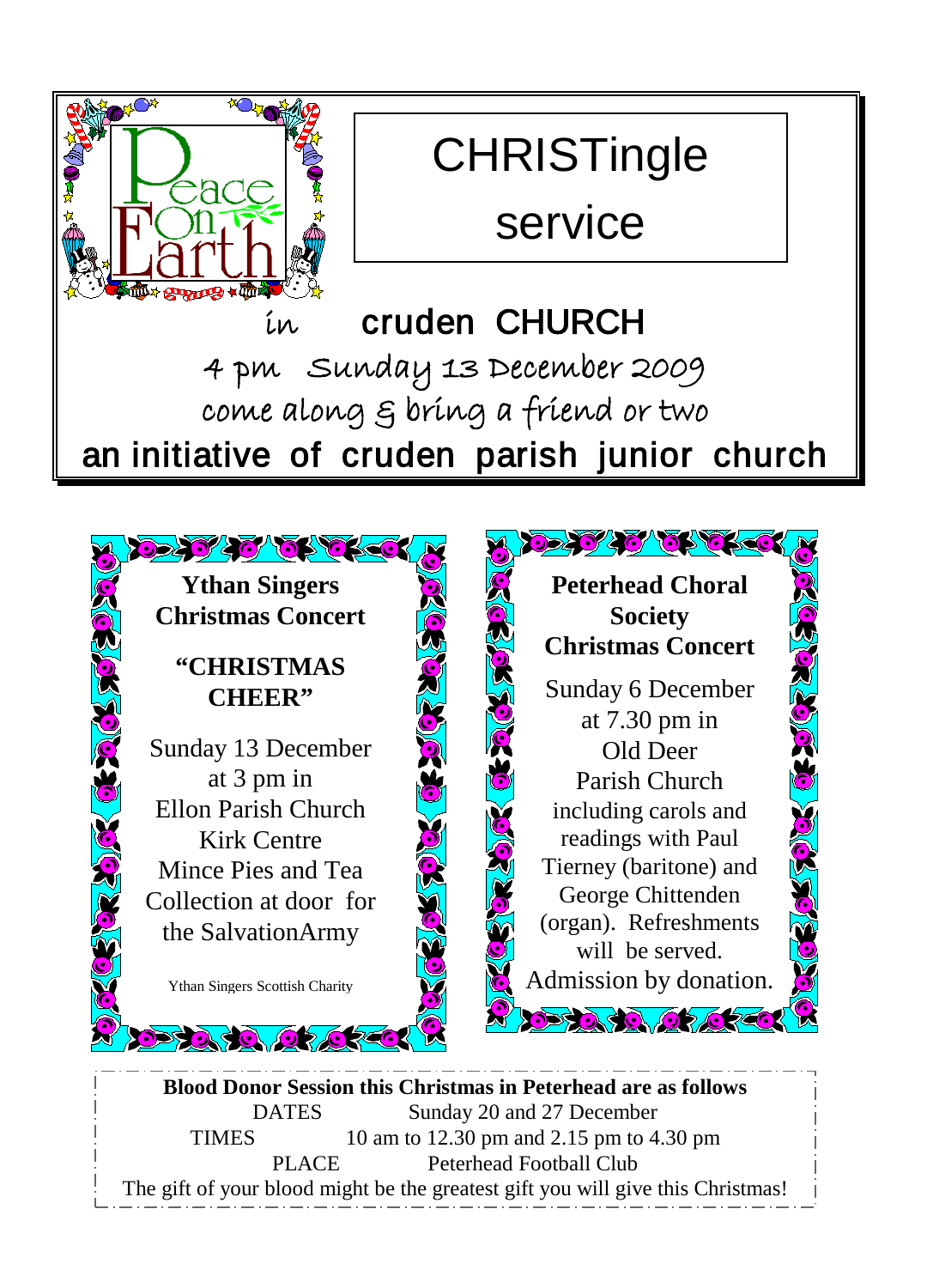Peace On Earth

# CHRISTingle service

in **cruden CHURCH**

4 pm Sunday 13 December 2009

come along & bring a friend or two

**an initiative of cruden parish junior church**

## Ythan Singers Christmas Concert

### "CHRISTMAS CHEER"

Sunday 13 December
at 3 pm in
Ellon Parish Church
Kirk Centre
Mince Pies and Tea
Collection at door for the SalvationArmy

Ythan Singers Scottish Charity

## Peterhead Choral Society Christmas Concert

Sunday 6 December
at 7.30 pm in
Old Deer
Parish Church
including carols and readings with Paul Tierney (baritone) and George Chittenden (organ). Refreshments will be served.
Admission by donation.

**Blood Donor Session this Christmas in Peterhead are as follows**

| | |
|---|---|
| DATES | Sunday 20 and 27 December |
| TIMES | 10 am to 12.30 pm and 2.15 pm to 4.30 pm |
| PLACE | Peterhead Football Club |

The gift of your blood might be the greatest gift you will give this Christmas!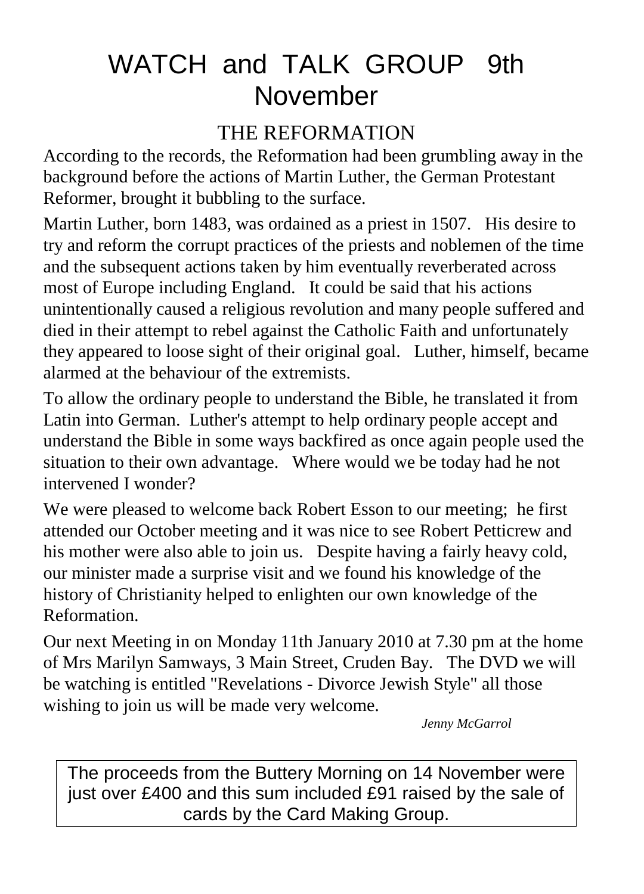# WATCH and TALK GROUP 9th November

## THE REFORMATION

According to the records, the Reformation had been grumbling away in the background before the actions of Martin Luther, the German Protestant Reformer, brought it bubbling to the surface.

Martin Luther, born 1483, was ordained as a priest in 1507. His desire to try and reform the corrupt practices of the priests and noblemen of the time and the subsequent actions taken by him eventually reverberated across most of Europe including England. It could be said that his actions unintentionally caused a religious revolution and many people suffered and died in their attempt to rebel against the Catholic Faith and unfortunately they appeared to loose sight of their original goal. Luther, himself, became alarmed at the behaviour of the extremists.

To allow the ordinary people to understand the Bible, he translated it from Latin into German. Luther's attempt to help ordinary people accept and understand the Bible in some ways backfired as once again people used the situation to their own advantage. Where would we be today had he not intervened I wonder?

We were pleased to welcome back Robert Esson to our meeting; he first attended our October meeting and it was nice to see Robert Petticrew and his mother were also able to join us. Despite having a fairly heavy cold, our minister made a surprise visit and we found his knowledge of the history of Christianity helped to enlighten our own knowledge of the Reformation.

Our next Meeting in on Monday 11th January 2010 at 7.30 pm at the home of Mrs Marilyn Samways, 3 Main Street, Cruden Bay. The DVD we will be watching is entitled "Revelations - Divorce Jewish Style" all those wishing to join us will be made very welcome.

*Jenny McGarrol*

The proceeds from the Buttery Morning on 14 November were just over £400 and this sum included £91 raised by the sale of cards by the Card Making Group.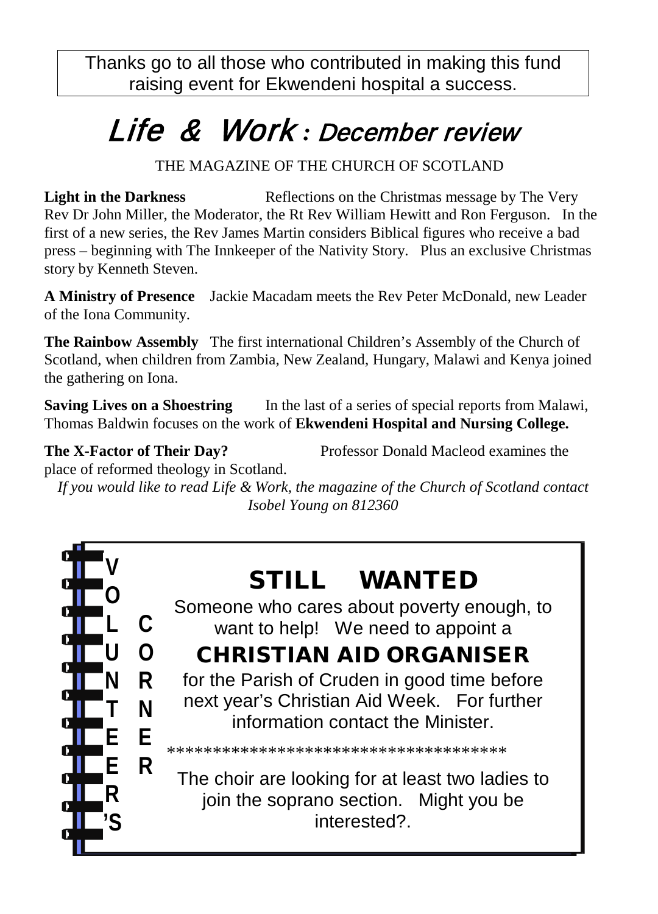Thanks go to all those who contributed in making this fund raising event for Ekwendeni hospital a success.

# *Life & Work : December review*

THE MAGAZINE OF THE CHURCH OF SCOTLAND

**Light in the Darkness** Reflections on the Christmas message by The Very Rev Dr John Miller, the Moderator, the Rt Rev William Hewitt and Ron Ferguson. In the first of a new series, the Rev James Martin considers Biblical figures who receive a bad press – beginning with The Innkeeper of the Nativity Story. Plus an exclusive Christmas story by Kenneth Steven.

**A Ministry of Presence** Jackie Macadam meets the Rev Peter McDonald, new Leader of the Iona Community.

**The Rainbow Assembly** The first international Children's Assembly of the Church of Scotland, when children from Zambia, New Zealand, Hungary, Malawi and Kenya joined the gathering on Iona.

**Saving Lives on a Shoestring** In the last of a series of special reports from Malawi, Thomas Baldwin focuses on the work of **Ekwendeni Hospital and Nursing College.**

**The X-Factor of Their Day?** Professor Donald Macleod examines the place of reformed theology in Scotland.

*If you would like to read Life & Work, the magazine of the Church of Scotland contact Isobel Young on 812360*

## VOLUNTEER'S CORNER

### STILL WANTED

Someone who cares about poverty enough, to want to help! We need to appoint a

### CHRISTIAN AID ORGANISER

for the Parish of Cruden in good time before next year's Christian Aid Week. For further information contact the Minister.

************************************

The choir are looking for at least two ladies to join the soprano section. Might you be interested?.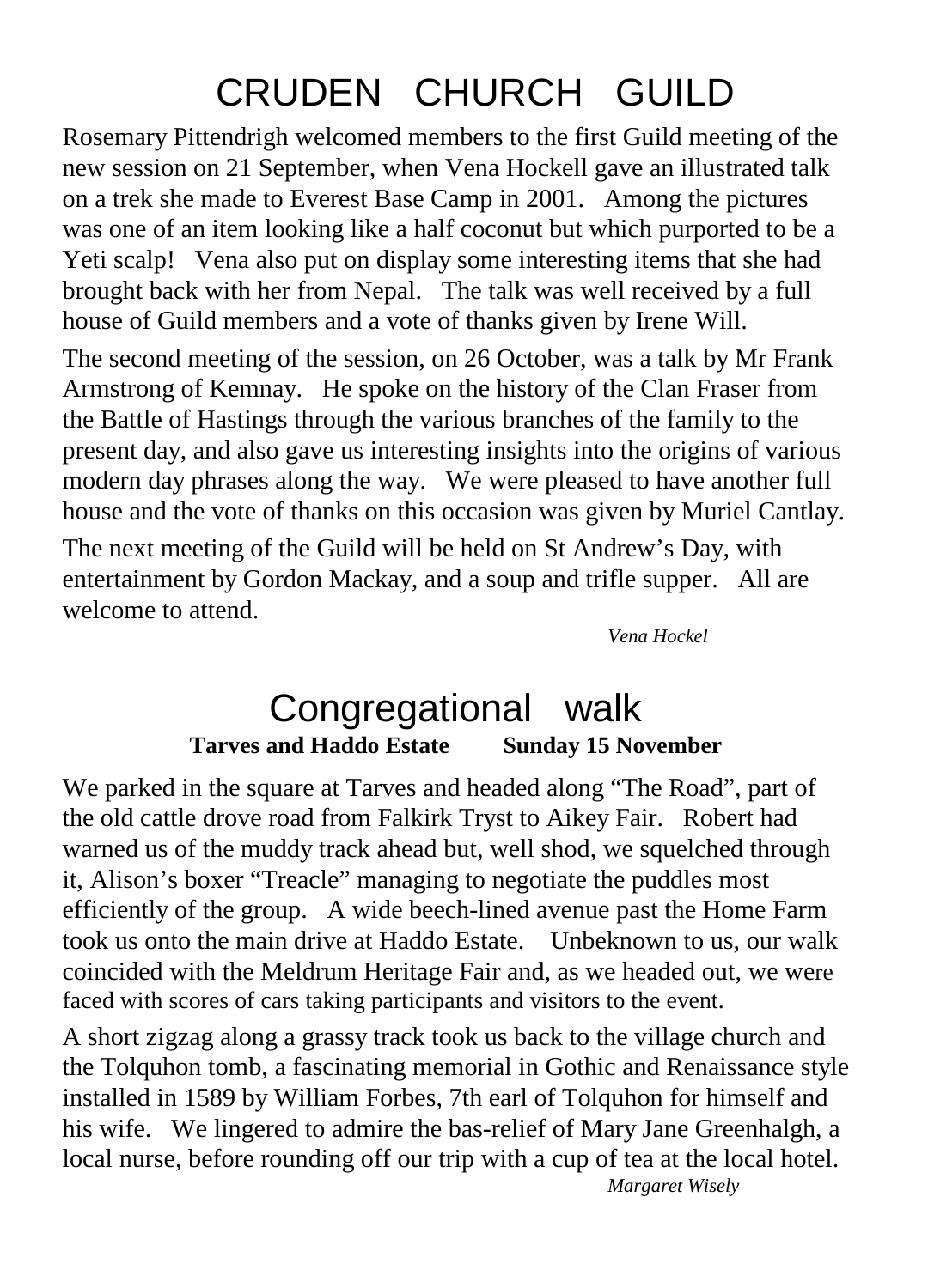# CRUDEN CHURCH GUILD

Rosemary Pittendrigh welcomed members to the first Guild meeting of the new session on 21 September, when Vena Hockell gave an illustrated talk on a trek she made to Everest Base Camp in 2001. Among the pictures was one of an item looking like a half coconut but which purported to be a Yeti scalp! Vena also put on display some interesting items that she had brought back with her from Nepal. The talk was well received by a full house of Guild members and a vote of thanks given by Irene Will.

The second meeting of the session, on 26 October, was a talk by Mr Frank Armstrong of Kemnay. He spoke on the history of the Clan Fraser from the Battle of Hastings through the various branches of the family to the present day, and also gave us interesting insights into the origins of various modern day phrases along the way. We were pleased to have another full house and the vote of thanks on this occasion was given by Muriel Cantlay.

The next meeting of the Guild will be held on St Andrew's Day, with entertainment by Gordon Mackay, and a soup and trifle supper. All are welcome to attend.

*Vena Hockel*

# Congregational walk

**Tarves and Haddo Estate Sunday 15 November**

We parked in the square at Tarves and headed along "The Road", part of the old cattle drove road from Falkirk Tryst to Aikey Fair. Robert had warned us of the muddy track ahead but, well shod, we squelched through it, Alison's boxer "Treacle" managing to negotiate the puddles most efficiently of the group. A wide beech-lined avenue past the Home Farm took us onto the main drive at Haddo Estate. Unbeknown to us, our walk coincided with the Meldrum Heritage Fair and, as we headed out, we were faced with scores of cars taking participants and visitors to the event.

A short zigzag along a grassy track took us back to the village church and the Tolquhon tomb, a fascinating memorial in Gothic and Renaissance style installed in 1589 by William Forbes, 7th earl of Tolquhon for himself and his wife. We lingered to admire the bas-relief of Mary Jane Greenhalgh, a local nurse, before rounding off our trip with a cup of tea at the local hotel.

*Margaret Wisely*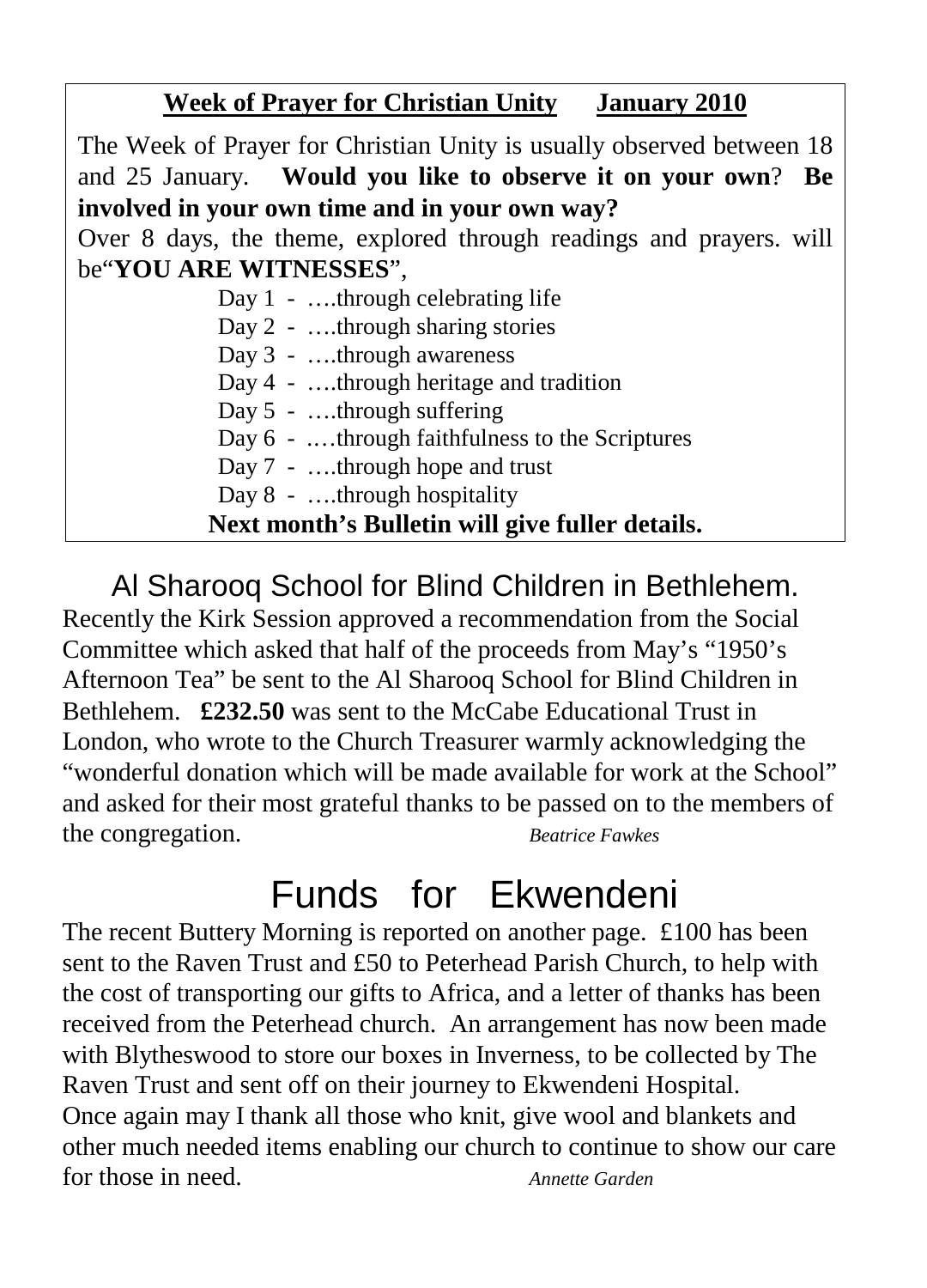## **Week of Prayer for Christian Unity January 2010**

The Week of Prayer for Christian Unity is usually observed between 18 and 25 January. **Would you like to observe it on your own? Be involved in your own time and in your own way?**

Over 8 days, the theme, explored through readings and prayers. will be"**YOU ARE WITNESSES**",

Day 1 - ….through celebrating life
Day 2 - ….through sharing stories
Day 3 - ….through awareness
Day 4 - ….through heritage and tradition
Day 5 - ….through suffering
Day 6 - ….through faithfulness to the Scriptures
Day 7 - ….through hope and trust
Day 8 - ….through hospitality

**Next month's Bulletin will give fuller details.**

## Al Sharooq School for Blind Children in Bethlehem.

Recently the Kirk Session approved a recommendation from the Social Committee which asked that half of the proceeds from May's "1950's Afternoon Tea" be sent to the Al Sharooq School for Blind Children in Bethlehem. **£232.50** was sent to the McCabe Educational Trust in London, who wrote to the Church Treasurer warmly acknowledging the "wonderful donation which will be made available for work at the School" and asked for their most grateful thanks to be passed on to the members of the congregation. *Beatrice Fawkes*

# Funds for Ekwendeni

The recent Buttery Morning is reported on another page. £100 has been sent to the Raven Trust and £50 to Peterhead Parish Church, to help with the cost of transporting our gifts to Africa, and a letter of thanks has been received from the Peterhead church. An arrangement has now been made with Blytheswood to store our boxes in Inverness, to be collected by The Raven Trust and sent off on their journey to Ekwendeni Hospital.
Once again may I thank all those who knit, give wool and blankets and other much needed items enabling our church to continue to show our care for those in need. *Annette Garden*